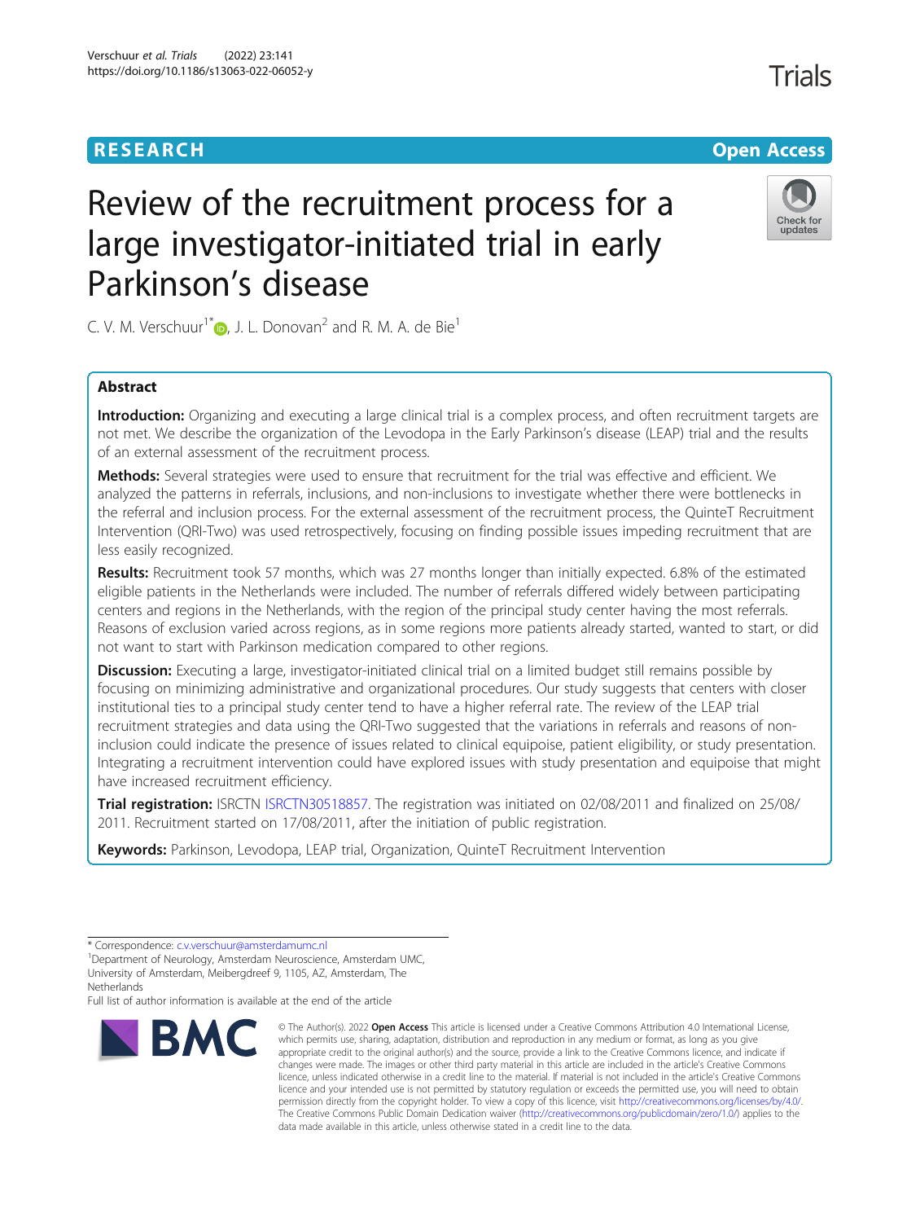RESEARCH

Open Access

# Review of the recruitment process for a large investigator-initiated trial in early Parkinson's disease

C. V. M. Verschuur[1*], J. L. Donovan[2] and R. M. A. de Bie[1]

## Abstract

**Introduction:** Organizing and executing a large clinical trial is a complex process, and often recruitment targets are not met. We describe the organization of the Levodopa in the Early Parkinson's disease (LEAP) trial and the results of an external assessment of the recruitment process.

**Methods:** Several strategies were used to ensure that recruitment for the trial was effective and efficient. We analyzed the patterns in referrals, inclusions, and non-inclusions to investigate whether there were bottlenecks in the referral and inclusion process. For the external assessment of the recruitment process, the QuinteT Recruitment Intervention (QRI-Two) was used retrospectively, focusing on finding possible issues impeding recruitment that are less easily recognized.

**Results:** Recruitment took 57 months, which was 27 months longer than initially expected. 6.8% of the estimated eligible patients in the Netherlands were included. The number of referrals differed widely between participating centers and regions in the Netherlands, with the region of the principal study center having the most referrals. Reasons of exclusion varied across regions, as in some regions more patients already started, wanted to start, or did not want to start with Parkinson medication compared to other regions.

**Discussion:** Executing a large, investigator-initiated clinical trial on a limited budget still remains possible by focusing on minimizing administrative and organizational procedures. Our study suggests that centers with closer institutional ties to a principal study center tend to have a higher referral rate. The review of the LEAP trial recruitment strategies and data using the QRI-Two suggested that the variations in referrals and reasons of non-inclusion could indicate the presence of issues related to clinical equipoise, patient eligibility, or study presentation. Integrating a recruitment intervention could have explored issues with study presentation and equipoise that might have increased recruitment efficiency.

**Trial registration:** ISRCTN ISRCTN30518857. The registration was initiated on 02/08/2011 and finalized on 25/08/2011. Recruitment started on 17/08/2011, after the initiation of public registration.

**Keywords:** Parkinson, Levodopa, LEAP trial, Organization, QuinteT Recruitment Intervention

\* Correspondence: c.v.verschuur@amsterdamumc.nl

[1]Department of Neurology, Amsterdam Neuroscience, Amsterdam UMC, University of Amsterdam, Meibergdreef 9, 1105, AZ, Amsterdam, The Netherlands

Full list of author information is available at the end of the article

© The Author(s). 2022 **Open Access** This article is licensed under a Creative Commons Attribution 4.0 International License, which permits use, sharing, adaptation, distribution and reproduction in any medium or format, as long as you give appropriate credit to the original author(s) and the source, provide a link to the Creative Commons licence, and indicate if changes were made. The images or other third party material in this article are included in the article's Creative Commons licence, unless indicated otherwise in a credit line to the material. If material is not included in the article's Creative Commons licence and your intended use is not permitted by statutory regulation or exceeds the permitted use, you will need to obtain permission directly from the copyright holder. To view a copy of this licence, visit http://creativecommons.org/licenses/by/4.0/. The Creative Commons Public Domain Dedication waiver (http://creativecommons.org/publicdomain/zero/1.0/) applies to the data made available in this article, unless otherwise stated in a credit line to the data.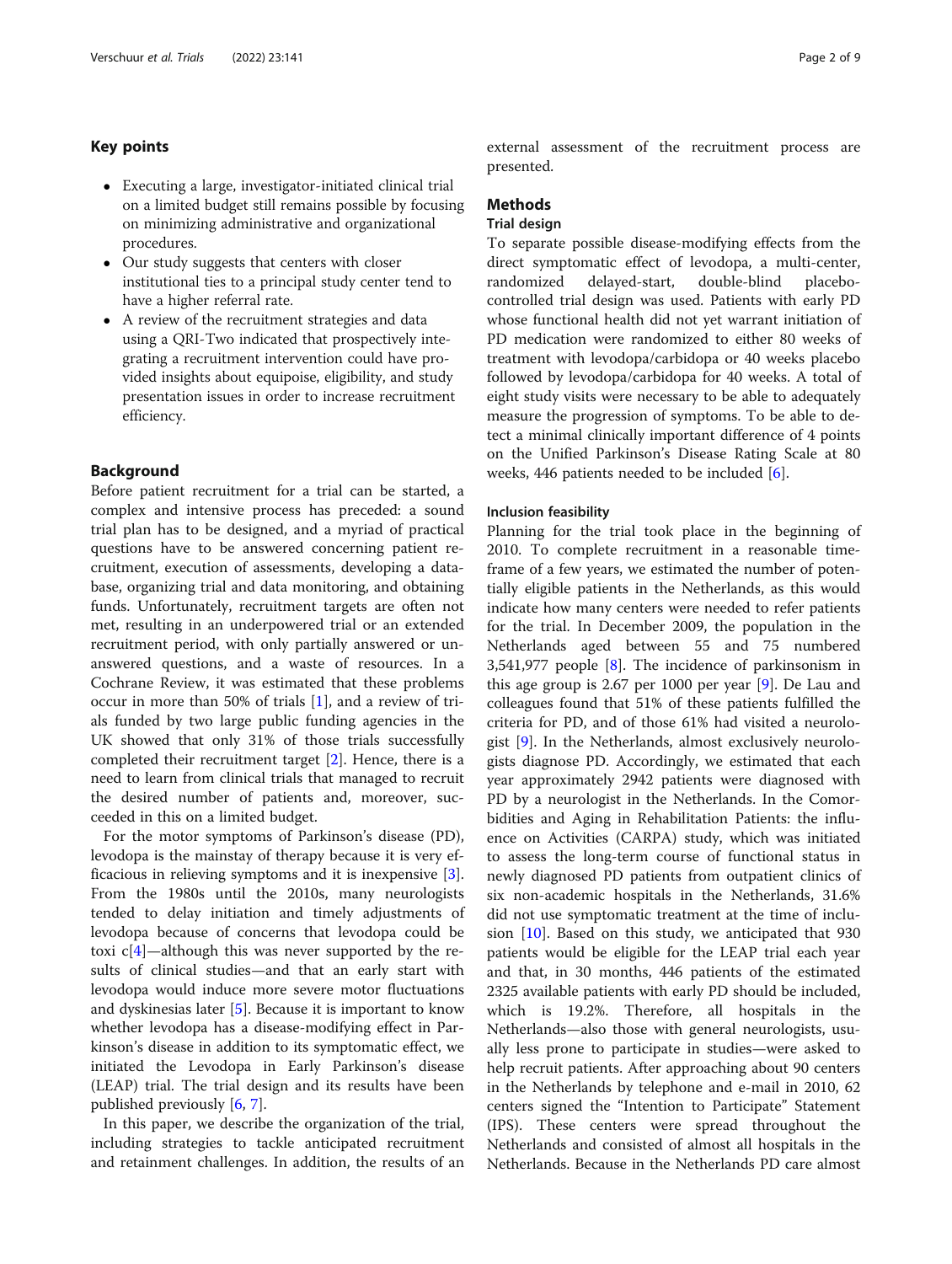## Key points

- Executing a large, investigator-initiated clinical trial on a limited budget still remains possible by focusing on minimizing administrative and organizational procedures.
- Our study suggests that centers with closer institutional ties to a principal study center tend to have a higher referral rate.
- A review of the recruitment strategies and data using a QRI-Two indicated that prospectively integrating a recruitment intervention could have provided insights about equipoise, eligibility, and study presentation issues in order to increase recruitment efficiency.

## Background

Before patient recruitment for a trial can be started, a complex and intensive process has preceded: a sound trial plan has to be designed, and a myriad of practical questions have to be answered concerning patient recruitment, execution of assessments, developing a database, organizing trial and data monitoring, and obtaining funds. Unfortunately, recruitment targets are often not met, resulting in an underpowered trial or an extended recruitment period, with only partially answered or unanswered questions, and a waste of resources. In a Cochrane Review, it was estimated that these problems occur in more than 50% of trials [1], and a review of trials funded by two large public funding agencies in the UK showed that only 31% of those trials successfully completed their recruitment target [2]. Hence, there is a need to learn from clinical trials that managed to recruit the desired number of patients and, moreover, succeeded in this on a limited budget.

For the motor symptoms of Parkinson's disease (PD), levodopa is the mainstay of therapy because it is very efficacious in relieving symptoms and it is inexpensive [3]. From the 1980s until the 2010s, many neurologists tended to delay initiation and timely adjustments of levodopa because of concerns that levodopa could be toxi c[4]—although this was never supported by the results of clinical studies—and that an early start with levodopa would induce more severe motor fluctuations and dyskinesias later [5]. Because it is important to know whether levodopa has a disease-modifying effect in Parkinson's disease in addition to its symptomatic effect, we initiated the Levodopa in Early Parkinson's disease (LEAP) trial. The trial design and its results have been published previously [6, 7].

In this paper, we describe the organization of the trial, including strategies to tackle anticipated recruitment and retainment challenges. In addition, the results of an external assessment of the recruitment process are presented.

## Methods

### Trial design

To separate possible disease-modifying effects from the direct symptomatic effect of levodopa, a multi-center, randomized delayed-start, double-blind placebo-controlled trial design was used. Patients with early PD whose functional health did not yet warrant initiation of PD medication were randomized to either 80 weeks of treatment with levodopa/carbidopa or 40 weeks placebo followed by levodopa/carbidopa for 40 weeks. A total of eight study visits were necessary to be able to adequately measure the progression of symptoms. To be able to detect a minimal clinically important difference of 4 points on the Unified Parkinson's Disease Rating Scale at 80 weeks, 446 patients needed to be included [6].

### Inclusion feasibility

Planning for the trial took place in the beginning of 2010. To complete recruitment in a reasonable timeframe of a few years, we estimated the number of potentially eligible patients in the Netherlands, as this would indicate how many centers were needed to refer patients for the trial. In December 2009, the population in the Netherlands aged between 55 and 75 numbered 3,541,977 people [8]. The incidence of parkinsonism in this age group is 2.67 per 1000 per year [9]. De Lau and colleagues found that 51% of these patients fulfilled the criteria for PD, and of those 61% had visited a neurologist [9]. In the Netherlands, almost exclusively neurologists diagnose PD. Accordingly, we estimated that each year approximately 2942 patients were diagnosed with PD by a neurologist in the Netherlands. In the Comorbidities and Aging in Rehabilitation Patients: the influence on Activities (CARPA) study, which was initiated to assess the long-term course of functional status in newly diagnosed PD patients from outpatient clinics of six non-academic hospitals in the Netherlands, 31.6% did not use symptomatic treatment at the time of inclusion [10]. Based on this study, we anticipated that 930 patients would be eligible for the LEAP trial each year and that, in 30 months, 446 patients of the estimated 2325 available patients with early PD should be included, which is 19.2%. Therefore, all hospitals in the Netherlands—also those with general neurologists, usually less prone to participate in studies—were asked to help recruit patients. After approaching about 90 centers in the Netherlands by telephone and e-mail in 2010, 62 centers signed the "Intention to Participate" Statement (IPS). These centers were spread throughout the Netherlands and consisted of almost all hospitals in the Netherlands. Because in the Netherlands PD care almost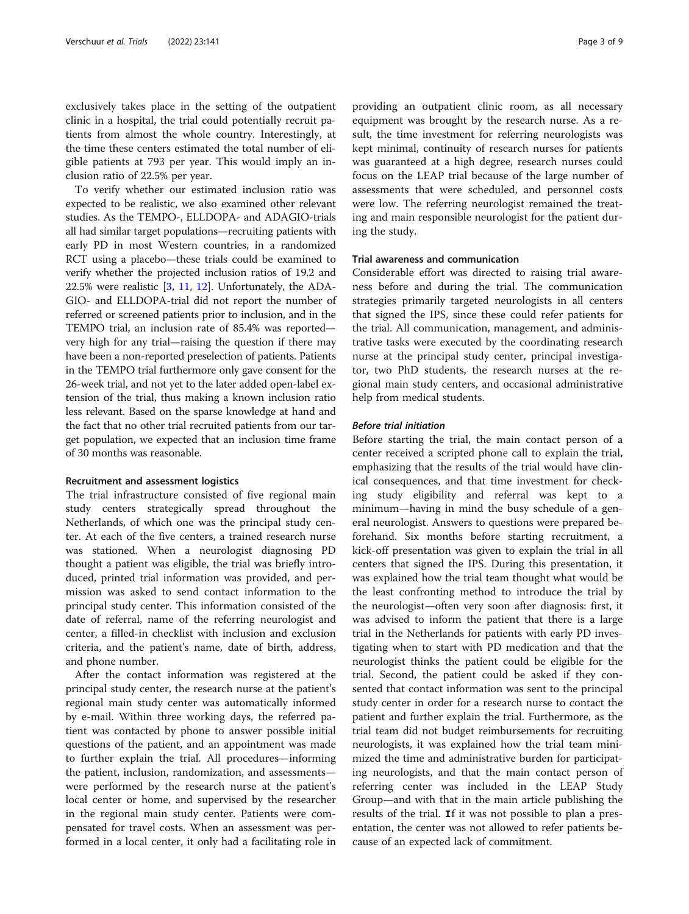exclusively takes place in the setting of the outpatient clinic in a hospital, the trial could potentially recruit patients from almost the whole country. Interestingly, at the time these centers estimated the total number of eligible patients at 793 per year. This would imply an inclusion ratio of 22.5% per year.

To verify whether our estimated inclusion ratio was expected to be realistic, we also examined other relevant studies. As the TEMPO-, ELLDOPA- and ADAGIO-trials all had similar target populations—recruiting patients with early PD in most Western countries, in a randomized RCT using a placebo—these trials could be examined to verify whether the projected inclusion ratios of 19.2 and 22.5% were realistic [3, 11, 12]. Unfortunately, the ADAGIO- and ELLDOPA-trial did not report the number of referred or screened patients prior to inclusion, and in the TEMPO trial, an inclusion rate of 85.4% was reported—very high for any trial—raising the question if there may have been a non-reported preselection of patients. Patients in the TEMPO trial furthermore only gave consent for the 26-week trial, and not yet to the later added open-label extension of the trial, thus making a known inclusion ratio less relevant. Based on the sparse knowledge at hand and the fact that no other trial recruited patients from our target population, we expected that an inclusion time frame of 30 months was reasonable.

### Recruitment and assessment logistics

The trial infrastructure consisted of five regional main study centers strategically spread throughout the Netherlands, of which one was the principal study center. At each of the five centers, a trained research nurse was stationed. When a neurologist diagnosing PD thought a patient was eligible, the trial was briefly introduced, printed trial information was provided, and permission was asked to send contact information to the principal study center. This information consisted of the date of referral, name of the referring neurologist and center, a filled-in checklist with inclusion and exclusion criteria, and the patient's name, date of birth, address, and phone number.

After the contact information was registered at the principal study center, the research nurse at the patient's regional main study center was automatically informed by e-mail. Within three working days, the referred patient was contacted by phone to answer possible initial questions of the patient, and an appointment was made to further explain the trial. All procedures—informing the patient, inclusion, randomization, and assessments—were performed by the research nurse at the patient's local center or home, and supervised by the researcher in the regional main study center. Patients were compensated for travel costs. When an assessment was performed in a local center, it only had a facilitating role in providing an outpatient clinic room, as all necessary equipment was brought by the research nurse. As a result, the time investment for referring neurologists was kept minimal, continuity of research nurses for patients was guaranteed at a high degree, research nurses could focus on the LEAP trial because of the large number of assessments that were scheduled, and personnel costs were low. The referring neurologist remained the treating and main responsible neurologist for the patient during the study.

### Trial awareness and communication

Considerable effort was directed to raising trial awareness before and during the trial. The communication strategies primarily targeted neurologists in all centers that signed the IPS, since these could refer patients for the trial. All communication, management, and administrative tasks were executed by the coordinating research nurse at the principal study center, principal investigator, two PhD students, the research nurses at the regional main study centers, and occasional administrative help from medical students.

#### *Before trial initiation*

Before starting the trial, the main contact person of a center received a scripted phone call to explain the trial, emphasizing that the results of the trial would have clinical consequences, and that time investment for checking study eligibility and referral was kept to a minimum—having in mind the busy schedule of a general neurologist. Answers to questions were prepared beforehand. Six months before starting recruitment, a kick-off presentation was given to explain the trial in all centers that signed the IPS. During this presentation, it was explained how the trial team thought what would be the least confronting method to introduce the trial by the neurologist—often very soon after diagnosis: first, it was advised to inform the patient that there is a large trial in the Netherlands for patients with early PD investigating when to start with PD medication and that the neurologist thinks the patient could be eligible for the trial. Second, the patient could be asked if they consented that contact information was sent to the principal study center in order for a research nurse to contact the patient and further explain the trial. Furthermore, as the trial team did not budget reimbursements for recruiting neurologists, it was explained how the trial team minimized the time and administrative burden for participating neurologists, and that the main contact person of referring center was included in the LEAP Study Group—and with that in the main article publishing the results of the trial. If it was not possible to plan a presentation, the center was not allowed to refer patients because of an expected lack of commitment.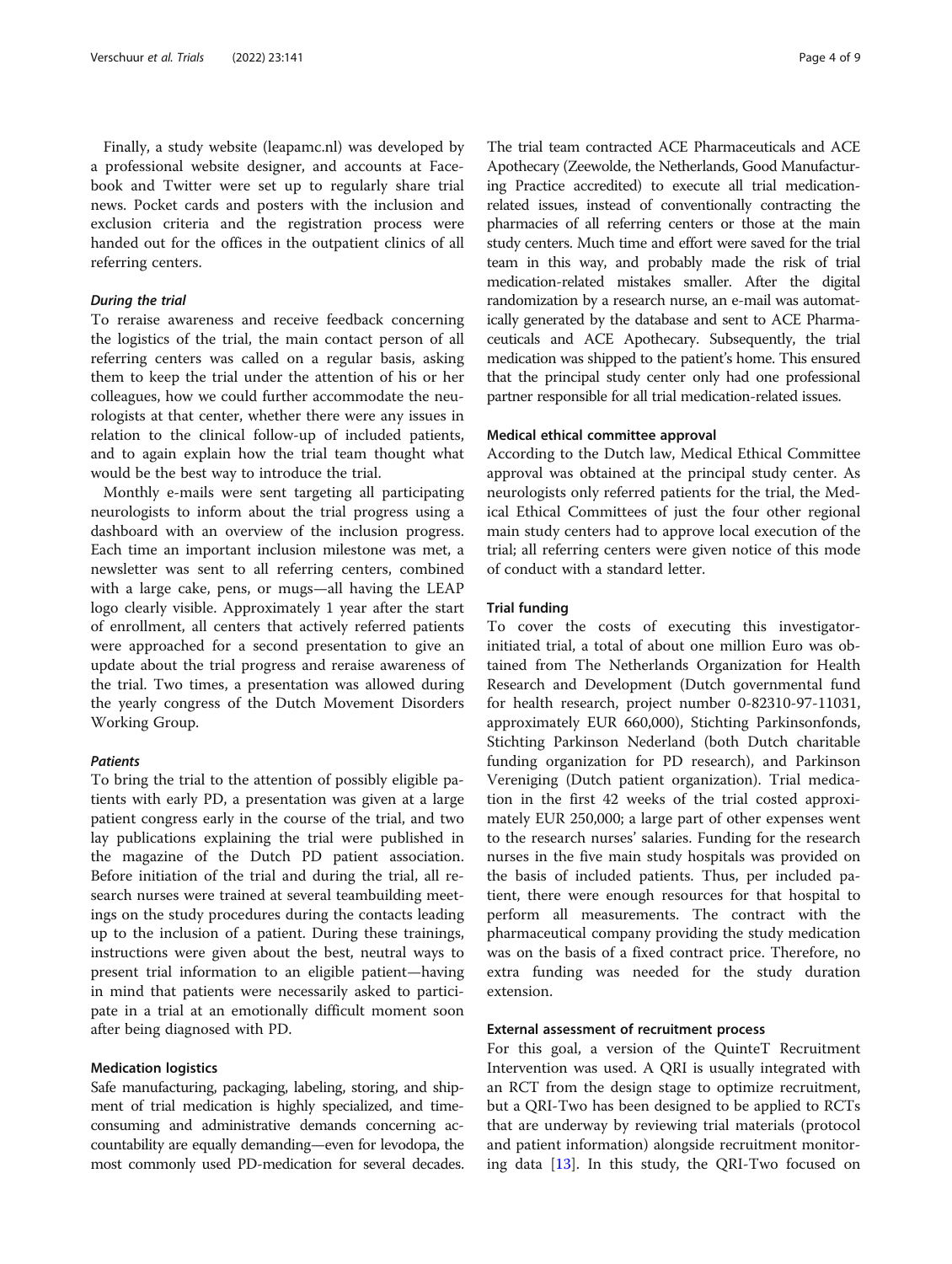Finally, a study website (leapamc.nl) was developed by a professional website designer, and accounts at Facebook and Twitter were set up to regularly share trial news. Pocket cards and posters with the inclusion and exclusion criteria and the registration process were handed out for the offices in the outpatient clinics of all referring centers.

#### *During the trial*

To reraise awareness and receive feedback concerning the logistics of the trial, the main contact person of all referring centers was called on a regular basis, asking them to keep the trial under the attention of his or her colleagues, how we could further accommodate the neurologists at that center, whether there were any issues in relation to the clinical follow-up of included patients, and to again explain how the trial team thought what would be the best way to introduce the trial.

Monthly e-mails were sent targeting all participating neurologists to inform about the trial progress using a dashboard with an overview of the inclusion progress. Each time an important inclusion milestone was met, a newsletter was sent to all referring centers, combined with a large cake, pens, or mugs—all having the LEAP logo clearly visible. Approximately 1 year after the start of enrollment, all centers that actively referred patients were approached for a second presentation to give an update about the trial progress and reraise awareness of the trial. Two times, a presentation was allowed during the yearly congress of the Dutch Movement Disorders Working Group.

#### *Patients*

To bring the trial to the attention of possibly eligible patients with early PD, a presentation was given at a large patient congress early in the course of the trial, and two lay publications explaining the trial were published in the magazine of the Dutch PD patient association. Before initiation of the trial and during the trial, all research nurses were trained at several teambuilding meetings on the study procedures during the contacts leading up to the inclusion of a patient. During these trainings, instructions were given about the best, neutral ways to present trial information to an eligible patient—having in mind that patients were necessarily asked to participate in a trial at an emotionally difficult moment soon after being diagnosed with PD.

### Medication logistics

Safe manufacturing, packaging, labeling, storing, and shipment of trial medication is highly specialized, and time-consuming and administrative demands concerning accountability are equally demanding—even for levodopa, the most commonly used PD-medication for several decades. The trial team contracted ACE Pharmaceuticals and ACE Apothecary (Zeewolde, the Netherlands, Good Manufacturing Practice accredited) to execute all trial medication-related issues, instead of conventionally contracting the pharmacies of all referring centers or those at the main study centers. Much time and effort were saved for the trial team in this way, and probably made the risk of trial medication-related mistakes smaller. After the digital randomization by a research nurse, an e-mail was automatically generated by the database and sent to ACE Pharmaceuticals and ACE Apothecary. Subsequently, the trial medication was shipped to the patient's home. This ensured that the principal study center only had one professional partner responsible for all trial medication-related issues.

### Medical ethical committee approval

According to the Dutch law, Medical Ethical Committee approval was obtained at the principal study center. As neurologists only referred patients for the trial, the Medical Ethical Committees of just the four other regional main study centers had to approve local execution of the trial; all referring centers were given notice of this mode of conduct with a standard letter.

### Trial funding

To cover the costs of executing this investigator-initiated trial, a total of about one million Euro was obtained from The Netherlands Organization for Health Research and Development (Dutch governmental fund for health research, project number 0-82310-97-11031, approximately EUR 660,000), Stichting Parkinsonfonds, Stichting Parkinson Nederland (both Dutch charitable funding organization for PD research), and Parkinson Vereniging (Dutch patient organization). Trial medication in the first 42 weeks of the trial costed approximately EUR 250,000; a large part of other expenses went to the research nurses' salaries. Funding for the research nurses in the five main study hospitals was provided on the basis of included patients. Thus, per included patient, there were enough resources for that hospital to perform all measurements. The contract with the pharmaceutical company providing the study medication was on the basis of a fixed contract price. Therefore, no extra funding was needed for the study duration extension.

### External assessment of recruitment process

For this goal, a version of the QuinteT Recruitment Intervention was used. A QRI is usually integrated with an RCT from the design stage to optimize recruitment, but a QRI-Two has been designed to be applied to RCTs that are underway by reviewing trial materials (protocol and patient information) alongside recruitment monitoring data [13]. In this study, the QRI-Two focused on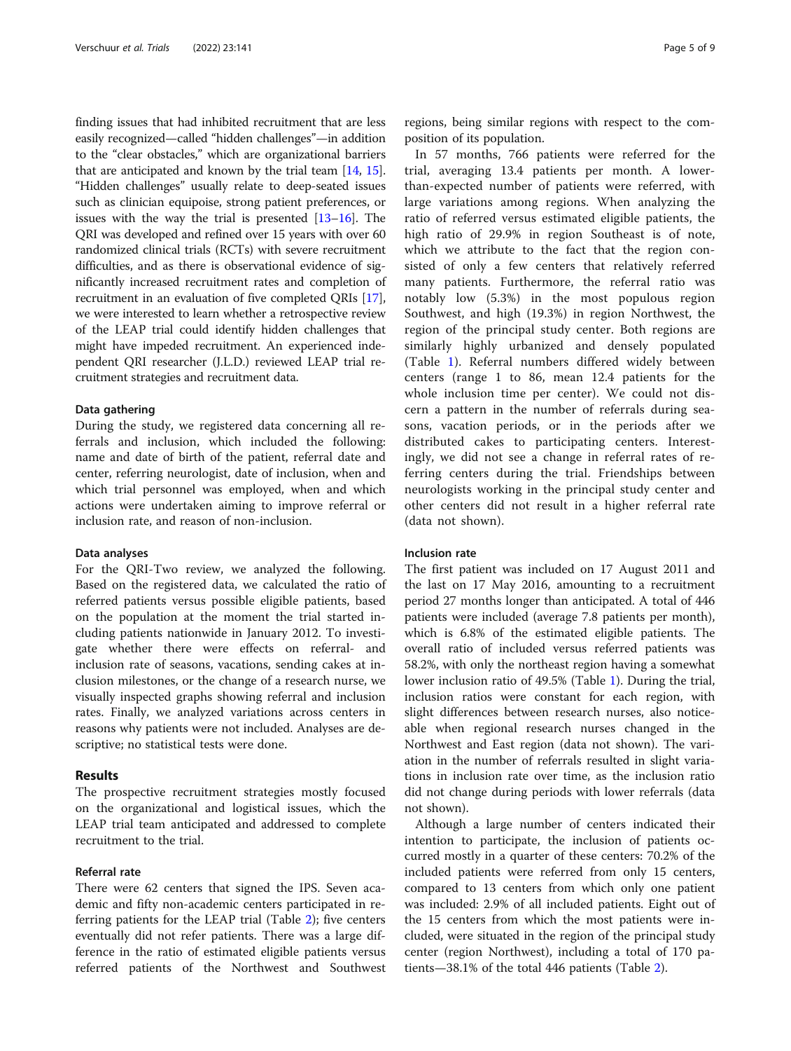finding issues that had inhibited recruitment that are less easily recognized—called "hidden challenges"—in addition to the "clear obstacles," which are organizational barriers that are anticipated and known by the trial team [14, 15]. "Hidden challenges" usually relate to deep-seated issues such as clinician equipoise, strong patient preferences, or issues with the way the trial is presented [13–16]. The QRI was developed and refined over 15 years with over 60 randomized clinical trials (RCTs) with severe recruitment difficulties, and as there is observational evidence of significantly increased recruitment rates and completion of recruitment in an evaluation of five completed QRIs [17], we were interested to learn whether a retrospective review of the LEAP trial could identify hidden challenges that might have impeded recruitment. An experienced independent QRI researcher (J.L.D.) reviewed LEAP trial recruitment strategies and recruitment data.

### Data gathering

During the study, we registered data concerning all referrals and inclusion, which included the following: name and date of birth of the patient, referral date and center, referring neurologist, date of inclusion, when and which trial personnel was employed, when and which actions were undertaken aiming to improve referral or inclusion rate, and reason of non-inclusion.

### Data analyses

For the QRI-Two review, we analyzed the following. Based on the registered data, we calculated the ratio of referred patients versus possible eligible patients, based on the population at the moment the trial started including patients nationwide in January 2012. To investigate whether there were effects on referral- and inclusion rate of seasons, vacations, sending cakes at inclusion milestones, or the change of a research nurse, we visually inspected graphs showing referral and inclusion rates. Finally, we analyzed variations across centers in reasons why patients were not included. Analyses are descriptive; no statistical tests were done.

## Results

The prospective recruitment strategies mostly focused on the organizational and logistical issues, which the LEAP trial team anticipated and addressed to complete recruitment to the trial.

### Referral rate

There were 62 centers that signed the IPS. Seven academic and fifty non-academic centers participated in referring patients for the LEAP trial (Table 2); five centers eventually did not refer patients. There was a large difference in the ratio of estimated eligible patients versus referred patients of the Northwest and Southwest regions, being similar regions with respect to the composition of its population.

In 57 months, 766 patients were referred for the trial, averaging 13.4 patients per month. A lower-than-expected number of patients were referred, with large variations among regions. When analyzing the ratio of referred versus estimated eligible patients, the high ratio of 29.9% in region Southeast is of note, which we attribute to the fact that the region consisted of only a few centers that relatively referred many patients. Furthermore, the referral ratio was notably low (5.3%) in the most populous region Southwest, and high (19.3%) in region Northwest, the region of the principal study center. Both regions are similarly highly urbanized and densely populated (Table 1). Referral numbers differed widely between centers (range 1 to 86, mean 12.4 patients for the whole inclusion time per center). We could not discern a pattern in the number of referrals during seasons, vacation periods, or in the periods after we distributed cakes to participating centers. Interestingly, we did not see a change in referral rates of referring centers during the trial. Friendships between neurologists working in the principal study center and other centers did not result in a higher referral rate (data not shown).

### Inclusion rate

The first patient was included on 17 August 2011 and the last on 17 May 2016, amounting to a recruitment period 27 months longer than anticipated. A total of 446 patients were included (average 7.8 patients per month), which is 6.8% of the estimated eligible patients. The overall ratio of included versus referred patients was 58.2%, with only the northeast region having a somewhat lower inclusion ratio of 49.5% (Table 1). During the trial, inclusion ratios were constant for each region, with slight differences between research nurses, also noticeable when regional research nurses changed in the Northwest and East region (data not shown). The variation in the number of referrals resulted in slight variations in inclusion rate over time, as the inclusion ratio did not change during periods with lower referrals (data not shown).

Although a large number of centers indicated their intention to participate, the inclusion of patients occurred mostly in a quarter of these centers: 70.2% of the included patients were referred from only 15 centers, compared to 13 centers from which only one patient was included: 2.9% of all included patients. Eight out of the 15 centers from which the most patients were included, were situated in the region of the principal study center (region Northwest), including a total of 170 patients—38.1% of the total 446 patients (Table 2).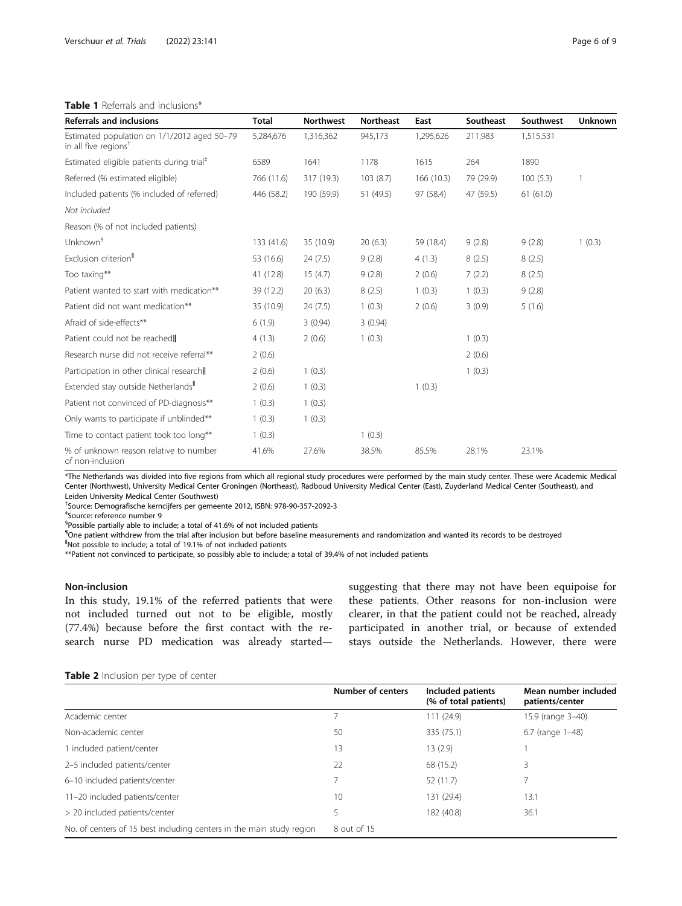**Table 1** Referrals and inclusions*

| Referrals and inclusions | Total | Northwest | Northeast | East | Southeast | Southwest | Unknown |
|---|---|---|---|---|---|---|---|
| Estimated population on 1/1/2012 aged 50–79 in all five regions[†] | 5,284,676 | 1,316,362 | 945,173 | 1,295,626 | 211,983 | 1,515,531 | |
| Estimated eligible patients during trial[‡] | 6589 | 1641 | 1178 | 1615 | 264 | 1890 | |
| Referred (% estimated eligible) | 766 (11.6) | 317 (19.3) | 103 (8.7) | 166 (10.3) | 79 (29.9) | 100 (5.3) | 1 |
| Included patients (% included of referred) | 446 (58.2) | 190 (59.9) | 51 (49.5) | 97 (58.4) | 47 (59.5) | 61 (61.0) | |
| *Not included* | | | | | | | |
| Reason (% of not included patients) | | | | | | | |
| Unknown[§] | 133 (41.6) | 35 (10.9) | 20 (6.3) | 59 (18.4) | 9 (2.8) | 9 (2.8) | 1 (0.3) |
| Exclusion criterion[‖] | 53 (16.6) | 24 (7.5) | 9 (2.8) | 4 (1.3) | 8 (2.5) | 8 (2.5) | |
| Too taxing** | 41 (12.8) | 15 (4.7) | 9 (2.8) | 2 (0.6) | 7 (2.2) | 8 (2.5) | |
| Patient wanted to start with medication** | 39 (12.2) | 20 (6.3) | 8 (2.5) | 1 (0.3) | 1 (0.3) | 9 (2.8) | |
| Patient did not want medication** | 35 (10.9) | 24 (7.5) | 1 (0.3) | 2 (0.6) | 3 (0.9) | 5 (1.6) | |
| Afraid of side-effects** | 6 (1.9) | 3 (0.94) | 3 (0.94) | | | | |
| Patient could not be reached[‖] | 4 (1.3) | 2 (0.6) | 1 (0.3) | | 1 (0.3) | | |
| Research nurse did not receive referral** | 2 (0.6) | | | | 2 (0.6) | | |
| Participation in other clinical research[‖] | 2 (0.6) | 1 (0.3) | | | 1 (0.3) | | |
| Extended stay outside Netherlands[‖] | 2 (0.6) | 1 (0.3) | | 1 (0.3) | | | |
| Patient not convinced of PD-diagnosis** | 1 (0.3) | 1 (0.3) | | | | | |
| Only wants to participate if unblinded** | 1 (0.3) | 1 (0.3) | | | | | |
| Time to contact patient took too long** | 1 (0.3) | | 1 (0.3) | | | | |
| % of unknown reason relative to number of non-inclusion | 41.6% | 27.6% | 38.5% | 85.5% | 28.1% | 23.1% | |

*The Netherlands was divided into five regions from which all regional study procedures were performed by the main study center. These were Academic Medical Center (Northwest), University Medical Center Groningen (Northeast), Radboud University Medical Center (East), Zuyderland Medical Center (Southeast), and Leiden University Medical Center (Southwest)

[†]Source: Demografische kerncijfers per gemeente 2012, ISBN: 978-90-357-2092-3

[‡]Source: reference number 9

[§]Possible partially able to include; a total of 41.6% of not included patients

[¶]One patient withdrew from the trial after inclusion but before baseline measurements and randomization and wanted its records to be destroyed

[‖]Not possible to include; a total of 19.1% of not included patients

**Patient not convinced to participate, so possibly able to include; a total of 39.4% of not included patients

### Non-inclusion

In this study, 19.1% of the referred patients that were not included turned out not to be eligible, mostly (77.4%) because before the first contact with the research nurse PD medication was already started—suggesting that there may not have been equipoise for these patients. Other reasons for non-inclusion were clearer, in that the patient could not be reached, already participated in another trial, or because of extended stays outside the Netherlands. However, there were

**Table 2** Inclusion per type of center

| | Number of centers | Included patients (% of total patients) | Mean number included patients/center |
|---|---|---|---|
| Academic center | 7 | 111 (24.9) | 15.9 (range 3–40) |
| Non-academic center | 50 | 335 (75.1) | 6.7 (range 1–48) |
| 1 included patient/center | 13 | 13 (2.9) | 1 |
| 2–5 included patients/center | 22 | 68 (15.2) | 3 |
| 6–10 included patients/center | 7 | 52 (11.7) | 7 |
| 11–20 included patients/center | 10 | 131 (29.4) | 13.1 |
| > 20 included patients/center | 5 | 182 (40.8) | 36.1 |
| No. of centers of 15 best including centers in the main study region | 8 out of 15 | | |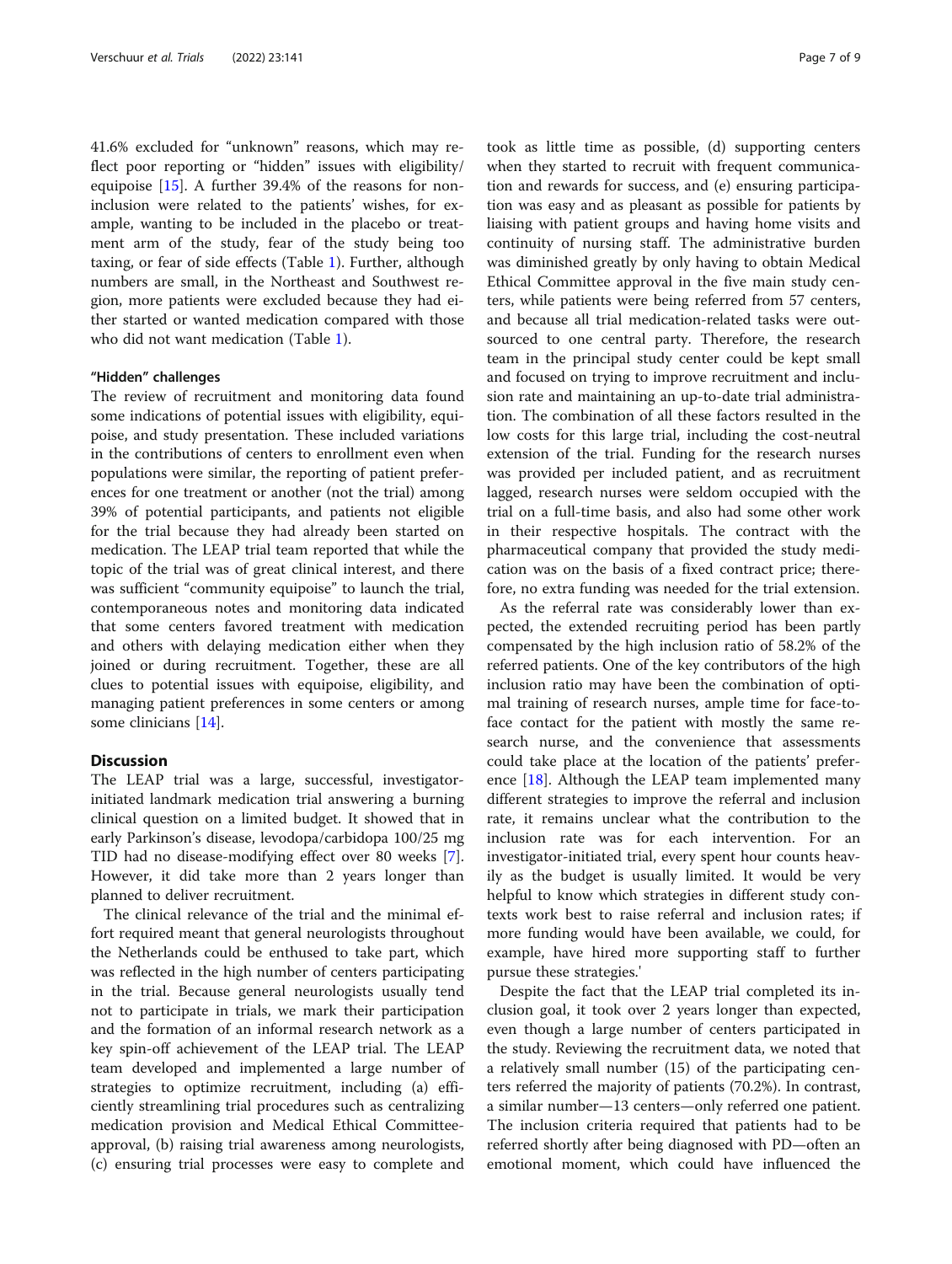41.6% excluded for "unknown" reasons, which may reflect poor reporting or "hidden" issues with eligibility/equipoise [15]. A further 39.4% of the reasons for non-inclusion were related to the patients' wishes, for example, wanting to be included in the placebo or treatment arm of the study, fear of the study being too taxing, or fear of side effects (Table 1). Further, although numbers are small, in the Northeast and Southwest region, more patients were excluded because they had either started or wanted medication compared with those who did not want medication (Table 1).

### "Hidden" challenges

The review of recruitment and monitoring data found some indications of potential issues with eligibility, equipoise, and study presentation. These included variations in the contributions of centers to enrollment even when populations were similar, the reporting of patient preferences for one treatment or another (not the trial) among 39% of potential participants, and patients not eligible for the trial because they had already been started on medication. The LEAP trial team reported that while the topic of the trial was of great clinical interest, and there was sufficient "community equipoise" to launch the trial, contemporaneous notes and monitoring data indicated that some centers favored treatment with medication and others with delaying medication either when they joined or during recruitment. Together, these are all clues to potential issues with equipoise, eligibility, and managing patient preferences in some centers or among some clinicians [14].

## Discussion

The LEAP trial was a large, successful, investigator-initiated landmark medication trial answering a burning clinical question on a limited budget. It showed that in early Parkinson's disease, levodopa/carbidopa 100/25 mg TID had no disease-modifying effect over 80 weeks [7]. However, it did take more than 2 years longer than planned to deliver recruitment.

The clinical relevance of the trial and the minimal effort required meant that general neurologists throughout the Netherlands could be enthused to take part, which was reflected in the high number of centers participating in the trial. Because general neurologists usually tend not to participate in trials, we mark their participation and the formation of an informal research network as a key spin-off achievement of the LEAP trial. The LEAP team developed and implemented a large number of strategies to optimize recruitment, including (a) efficiently streamlining trial procedures such as centralizing medication provision and Medical Ethical Committee-approval, (b) raising trial awareness among neurologists, (c) ensuring trial processes were easy to complete and took as little time as possible, (d) supporting centers when they started to recruit with frequent communication and rewards for success, and (e) ensuring participation was easy and as pleasant as possible for patients by liaising with patient groups and having home visits and continuity of nursing staff. The administrative burden was diminished greatly by only having to obtain Medical Ethical Committee approval in the five main study centers, while patients were being referred from 57 centers, and because all trial medication-related tasks were outsourced to one central party. Therefore, the research team in the principal study center could be kept small and focused on trying to improve recruitment and inclusion rate and maintaining an up-to-date trial administration. The combination of all these factors resulted in the low costs for this large trial, including the cost-neutral extension of the trial. Funding for the research nurses was provided per included patient, and as recruitment lagged, research nurses were seldom occupied with the trial on a full-time basis, and also had some other work in their respective hospitals. The contract with the pharmaceutical company that provided the study medication was on the basis of a fixed contract price; therefore, no extra funding was needed for the trial extension.

As the referral rate was considerably lower than expected, the extended recruiting period has been partly compensated by the high inclusion ratio of 58.2% of the referred patients. One of the key contributors of the high inclusion ratio may have been the combination of optimal training of research nurses, ample time for face-to-face contact for the patient with mostly the same research nurse, and the convenience that assessments could take place at the location of the patients' preference [18]. Although the LEAP team implemented many different strategies to improve the referral and inclusion rate, it remains unclear what the contribution to the inclusion rate was for each intervention. For an investigator-initiated trial, every spent hour counts heavily as the budget is usually limited. It would be very helpful to know which strategies in different study contexts work best to raise referral and inclusion rates; if more funding would have been available, we could, for example, have hired more supporting staff to further pursue these strategies.'

Despite the fact that the LEAP trial completed its inclusion goal, it took over 2 years longer than expected, even though a large number of centers participated in the study. Reviewing the recruitment data, we noted that a relatively small number (15) of the participating centers referred the majority of patients (70.2%). In contrast, a similar number—13 centers—only referred one patient. The inclusion criteria required that patients had to be referred shortly after being diagnosed with PD—often an emotional moment, which could have influenced the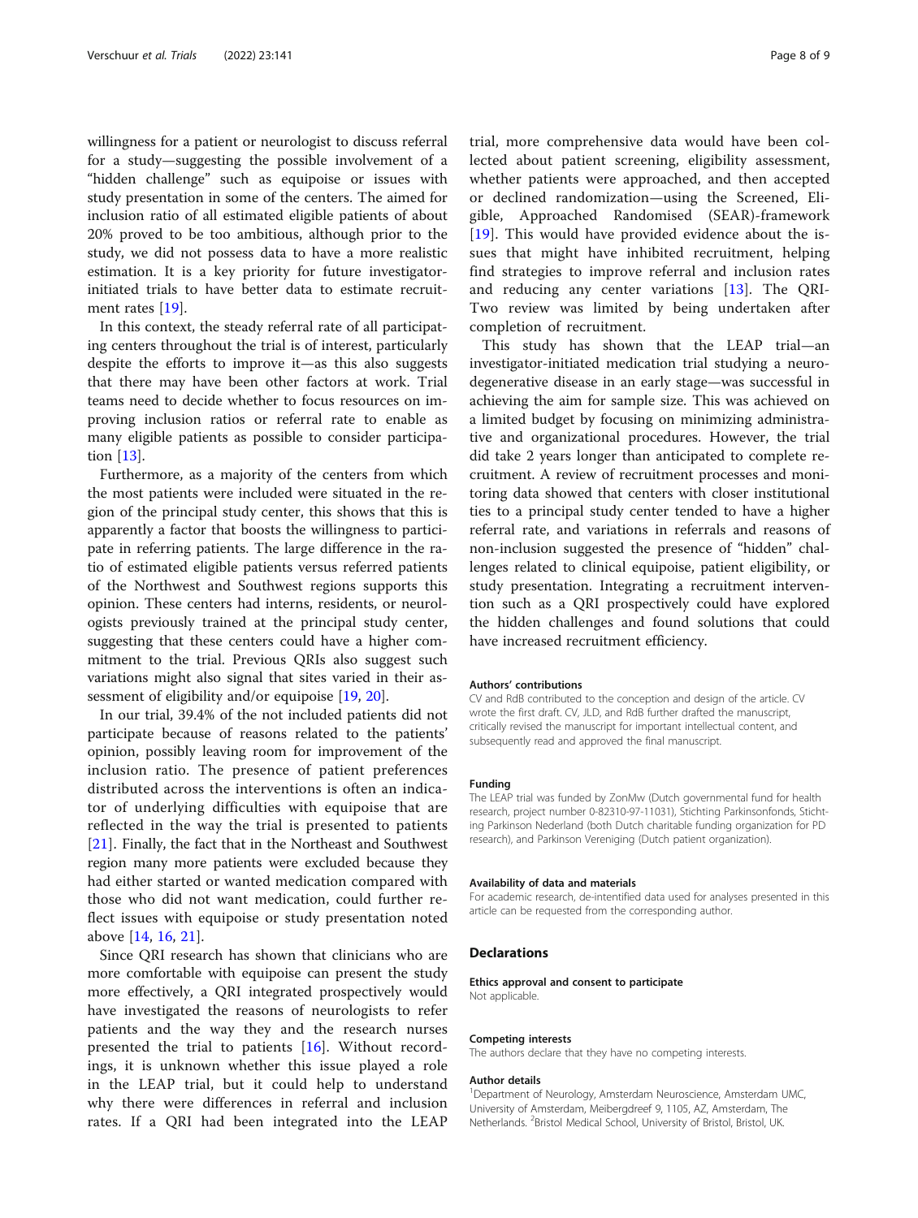willingness for a patient or neurologist to discuss referral for a study—suggesting the possible involvement of a "hidden challenge" such as equipoise or issues with study presentation in some of the centers. The aimed for inclusion ratio of all estimated eligible patients of about 20% proved to be too ambitious, although prior to the study, we did not possess data to have a more realistic estimation. It is a key priority for future investigator-initiated trials to have better data to estimate recruitment rates [19].

In this context, the steady referral rate of all participating centers throughout the trial is of interest, particularly despite the efforts to improve it—as this also suggests that there may have been other factors at work. Trial teams need to decide whether to focus resources on improving inclusion ratios or referral rate to enable as many eligible patients as possible to consider participation [13].

Furthermore, as a majority of the centers from which the most patients were included were situated in the region of the principal study center, this shows that this is apparently a factor that boosts the willingness to participate in referring patients. The large difference in the ratio of estimated eligible patients versus referred patients of the Northwest and Southwest regions supports this opinion. These centers had interns, residents, or neurologists previously trained at the principal study center, suggesting that these centers could have a higher commitment to the trial. Previous QRIs also suggest such variations might also signal that sites varied in their assessment of eligibility and/or equipoise [19, 20].

In our trial, 39.4% of the not included patients did not participate because of reasons related to the patients' opinion, possibly leaving room for improvement of the inclusion ratio. The presence of patient preferences distributed across the interventions is often an indicator of underlying difficulties with equipoise that are reflected in the way the trial is presented to patients [21]. Finally, the fact that in the Northeast and Southwest region many more patients were excluded because they had either started or wanted medication compared with those who did not want medication, could further reflect issues with equipoise or study presentation noted above [14, 16, 21].

Since QRI research has shown that clinicians who are more comfortable with equipoise can present the study more effectively, a QRI integrated prospectively would have investigated the reasons of neurologists to refer patients and the way they and the research nurses presented the trial to patients [16]. Without recordings, it is unknown whether this issue played a role in the LEAP trial, but it could help to understand why there were differences in referral and inclusion rates. If a QRI had been integrated into the LEAP trial, more comprehensive data would have been collected about patient screening, eligibility assessment, whether patients were approached, and then accepted or declined randomization—using the Screened, Eligible, Approached Randomised (SEAR)-framework [19]. This would have provided evidence about the issues that might have inhibited recruitment, helping find strategies to improve referral and inclusion rates and reducing any center variations [13]. The QRI-Two review was limited by being undertaken after completion of recruitment.

This study has shown that the LEAP trial—an investigator-initiated medication trial studying a neurodegenerative disease in an early stage—was successful in achieving the aim for sample size. This was achieved on a limited budget by focusing on minimizing administrative and organizational procedures. However, the trial did take 2 years longer than anticipated to complete recruitment. A review of recruitment processes and monitoring data showed that centers with closer institutional ties to a principal study center tended to have a higher referral rate, and variations in referrals and reasons of non-inclusion suggested the presence of "hidden" challenges related to clinical equipoise, patient eligibility, or study presentation. Integrating a recruitment intervention such as a QRI prospectively could have explored the hidden challenges and found solutions that could have increased recruitment efficiency.

#### Authors' contributions

CV and RdB contributed to the conception and design of the article. CV wrote the first draft. CV, JLD, and RdB further drafted the manuscript, critically revised the manuscript for important intellectual content, and subsequently read and approved the final manuscript.

#### Funding

The LEAP trial was funded by ZonMw (Dutch governmental fund for health research, project number 0-82310-97-11031), Stichting Parkinsonfonds, Stichting Parkinson Nederland (both Dutch charitable funding organization for PD research), and Parkinson Vereniging (Dutch patient organization).

#### Availability of data and materials

For academic research, de-intentified data used for analyses presented in this article can be requested from the corresponding author.

## Declarations

#### Ethics approval and consent to participate

Not applicable.

#### Competing interests

The authors declare that they have no competing interests.

#### Author details

[1]Department of Neurology, Amsterdam Neuroscience, Amsterdam UMC, University of Amsterdam, Meibergdreef 9, 1105, AZ, Amsterdam, The Netherlands. [2]Bristol Medical School, University of Bristol, Bristol, UK.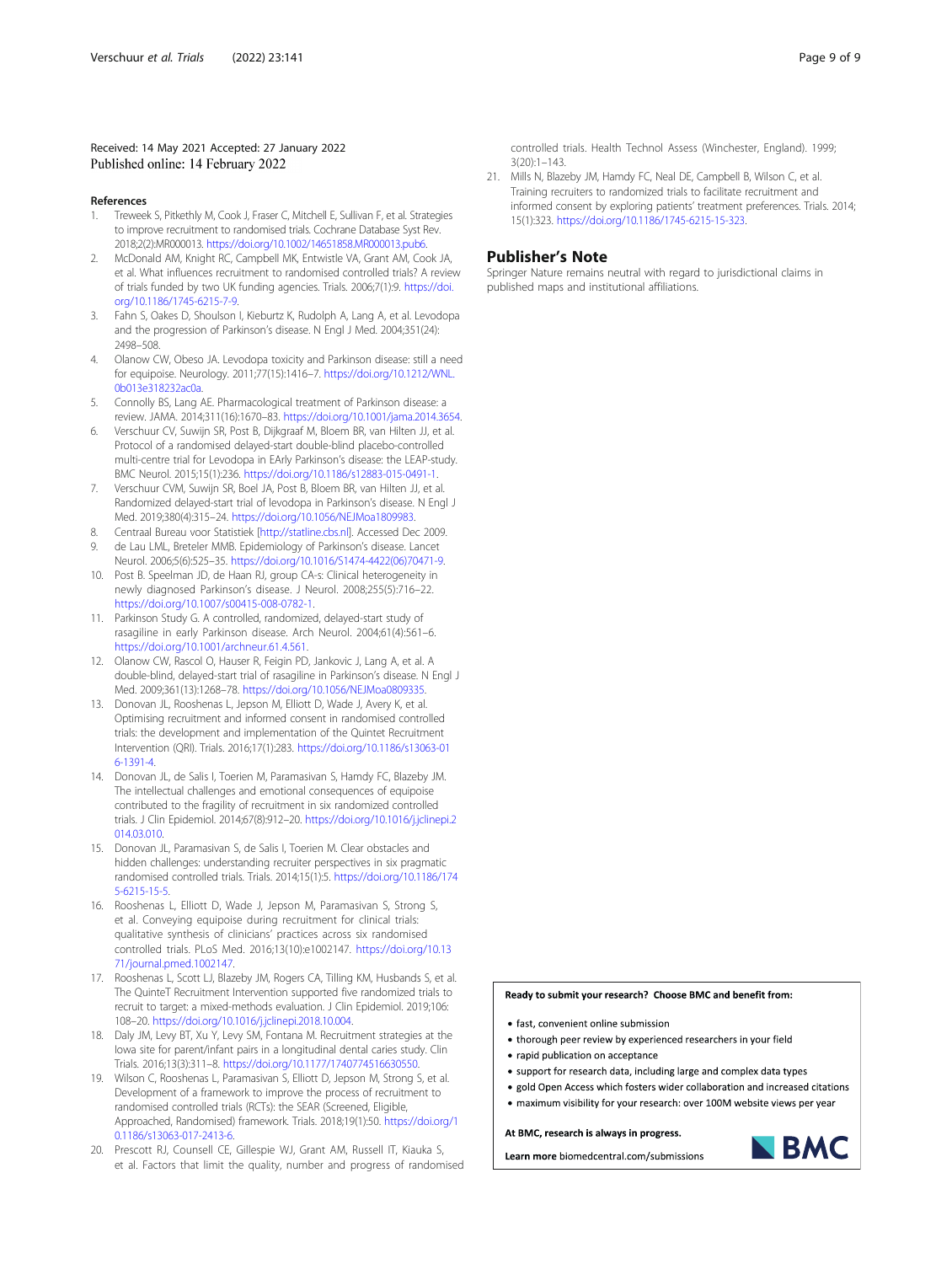Received: 14 May 2021 Accepted: 27 January 2022
Published online: 14 February 2022

## References

1. Treweek S, Pitkethly M, Cook J, Fraser C, Mitchell E, Sullivan F, et al. Strategies to improve recruitment to randomised trials. Cochrane Database Syst Rev. 2018;2(2):MR000013. https://doi.org/10.1002/14651858.MR000013.pub6.
2. McDonald AM, Knight RC, Campbell MK, Entwistle VA, Grant AM, Cook JA, et al. What influences recruitment to randomised controlled trials? A review of trials funded by two UK funding agencies. Trials. 2006;7(1):9. https://doi.org/10.1186/1745-6215-7-9.
3. Fahn S, Oakes D, Shoulson I, Kieburtz K, Rudolph A, Lang A, et al. Levodopa and the progression of Parkinson's disease. N Engl J Med. 2004;351(24): 2498–508.
4. Olanow CW, Obeso JA. Levodopa toxicity and Parkinson disease: still a need for equipoise. Neurology. 2011;77(15):1416–7. https://doi.org/10.1212/WNL.0b013e318232ac0a.
5. Connolly BS, Lang AE. Pharmacological treatment of Parkinson disease: a review. JAMA. 2014;311(16):1670–83. https://doi.org/10.1001/jama.2014.3654.
6. Verschuur CV, Suwijn SR, Post B, Dijkgraaf M, Bloem BR, van Hilten JJ, et al. Protocol of a randomised delayed-start double-blind placebo-controlled multi-centre trial for Levodopa in EArly Parkinson's disease: the LEAP-study. BMC Neurol. 2015;15(1):236. https://doi.org/10.1186/s12883-015-0491-1.
7. Verschuur CVM, Suwijn SR, Boel JA, Post B, Bloem BR, van Hilten JJ, et al. Randomized delayed-start trial of levodopa in Parkinson's disease. N Engl J Med. 2019;380(4):315–24. https://doi.org/10.1056/NEJMoa1809983.
8. Centraal Bureau voor Statistiek [http://statline.cbs.nl]. Accessed Dec 2009.
9. de Lau LML, Breteler MMB. Epidemiology of Parkinson's disease. Lancet Neurol. 2006;5(6):525–35. https://doi.org/10.1016/S1474-4422(06)70471-9.
10. Post B. Speelman JD, de Haan RJ, group CA-s: Clinical heterogeneity in newly diagnosed Parkinson's disease. J Neurol. 2008;255(5):716–22. https://doi.org/10.1007/s00415-008-0782-1.
11. Parkinson Study G. A controlled, randomized, delayed-start study of rasagiline in early Parkinson disease. Arch Neurol. 2004;61(4):561–6. https://doi.org/10.1001/archneur.61.4.561.
12. Olanow CW, Rascol O, Hauser R, Feigin PD, Jankovic J, Lang A, et al. A double-blind, delayed-start trial of rasagiline in Parkinson's disease. N Engl J Med. 2009;361(13):1268–78. https://doi.org/10.1056/NEJMoa0809335.
13. Donovan JL, Rooshenas L, Jepson M, Elliott D, Wade J, Avery K, et al. Optimising recruitment and informed consent in randomised controlled trials: the development and implementation of the Quintet Recruitment Intervention (QRI). Trials. 2016;17(1):283. https://doi.org/10.1186/s13063-016-1391-4.
14. Donovan JL, de Salis I, Toerien M, Paramasivan S, Hamdy FC, Blazeby JM. The intellectual challenges and emotional consequences of equipoise contributed to the fragility of recruitment in six randomized controlled trials. J Clin Epidemiol. 2014;67(8):912–20. https://doi.org/10.1016/j.jclinepi.2014.03.010.
15. Donovan JL, Paramasivan S, de Salis I, Toerien M. Clear obstacles and hidden challenges: understanding recruiter perspectives in six pragmatic randomised controlled trials. Trials. 2014;15(1):5. https://doi.org/10.1186/1745-6215-15-5.
16. Rooshenas L, Elliott D, Wade J, Jepson M, Paramasivan S, Strong S, et al. Conveying equipoise during recruitment for clinical trials: qualitative synthesis of clinicians' practices across six randomised controlled trials. PLoS Med. 2016;13(10):e1002147. https://doi.org/10.1371/journal.pmed.1002147.
17. Rooshenas L, Scott LJ, Blazeby JM, Rogers CA, Tilling KM, Husbands S, et al. The QuinteT Recruitment Intervention supported five randomized trials to recruit to target: a mixed-methods evaluation. J Clin Epidemiol. 2019;106: 108–20. https://doi.org/10.1016/j.jclinepi.2018.10.004.
18. Daly JM, Levy BT, Xu Y, Levy SM, Fontana M. Recruitment strategies at the Iowa site for parent/infant pairs in a longitudinal dental caries study. Clin Trials. 2016;13(3):311–8. https://doi.org/10.1177/1740774516630550.
19. Wilson C, Rooshenas L, Paramasivan S, Elliott D, Jepson M, Strong S, et al. Development of a framework to improve the process of recruitment to randomised controlled trials (RCTs): the SEAR (Screened, Eligible, Approached, Randomised) framework. Trials. 2018;19(1):50. https://doi.org/10.1186/s13063-017-2413-6.
20. Prescott RJ, Counsell CE, Gillespie WJ, Grant AM, Russell IT, Kiauka S, et al. Factors that limit the quality, number and progress of randomised controlled trials. Health Technol Assess (Winchester, England). 1999; 3(20):1–143.
21. Mills N, Blazeby JM, Hamdy FC, Neal DE, Campbell B, Wilson C, et al. Training recruiters to randomized trials to facilitate recruitment and informed consent by exploring patients' treatment preferences. Trials. 2014; 15(1):323. https://doi.org/10.1186/1745-6215-15-323.

## Publisher's Note

Springer Nature remains neutral with regard to jurisdictional claims in published maps and institutional affiliations.

**Ready to submit your research? Choose BMC and benefit from:**

- fast, convenient online submission
- thorough peer review by experienced researchers in your field
- rapid publication on acceptance
- support for research data, including large and complex data types
- gold Open Access which fosters wider collaboration and increased citations
- maximum visibility for your research: over 100M website views per year

**At BMC, research is always in progress.**

**Learn more** biomedcentral.com/submissions

BMC